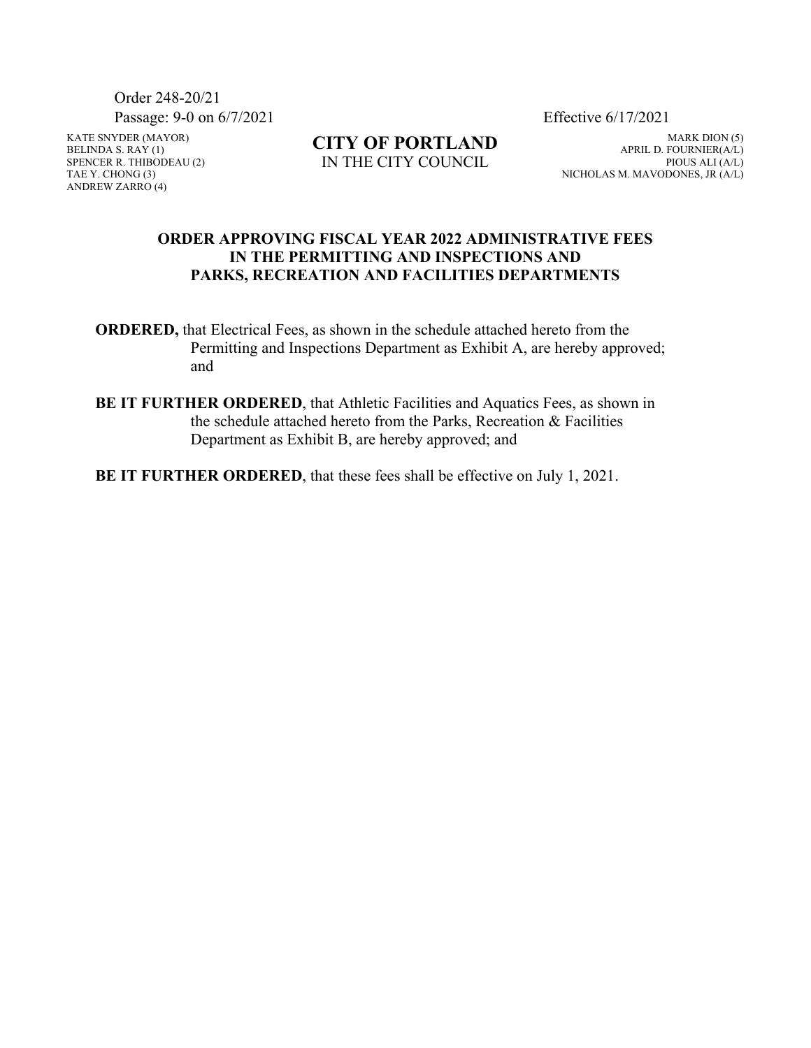Order 248-20/21
Passage: 9-0 on 6/7/2021 Effective 6/17/2021

KATE SNYDER (MAYOR)
BELINDA S. RAY (1)
SPENCER R. THIBODEAU (2)
TAE Y. CHONG (3)
ANDREW ZARRO (4)

**CITY OF PORTLAND**
IN THE CITY COUNCIL

MARK DION (5)
APRIL D. FOURNIER(A/L)
PIOUS ALI (A/L)
NICHOLAS M. MAVODONES, JR (A/L)

## ORDER APPROVING FISCAL YEAR 2022 ADMINISTRATIVE FEES IN THE PERMITTING AND INSPECTIONS AND PARKS, RECREATION AND FACILITIES DEPARTMENTS

**ORDERED,** that Electrical Fees, as shown in the schedule attached hereto from the Permitting and Inspections Department as Exhibit A, are hereby approved; and

**BE IT FURTHER ORDERED**, that Athletic Facilities and Aquatics Fees, as shown in the schedule attached hereto from the Parks, Recreation & Facilities Department as Exhibit B, are hereby approved; and

**BE IT FURTHER ORDERED**, that these fees shall be effective on July 1, 2021.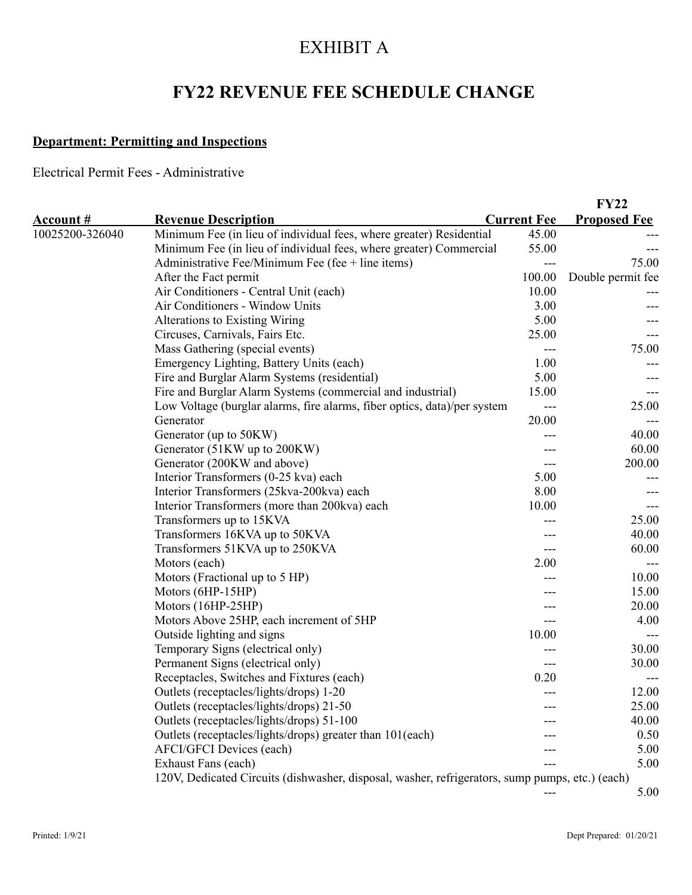# EXHIBIT A

## FY22 REVENUE FEE SCHEDULE CHANGE

**Department: Permitting and Inspections**

Electrical Permit Fees - Administrative

| Account # | Revenue Description | Current Fee | FY22 Proposed Fee |
|---|---|---|---|
| 10025200-326040 | Minimum Fee (in lieu of individual fees, where greater) Residential | 45.00 | --- |
| | Minimum Fee (in lieu of individual fees, where greater) Commercial | 55.00 | --- |
| | Administrative Fee/Minimum Fee (fee + line items) | --- | 75.00 |
| | After the Fact permit | 100.00 | Double permit fee |
| | Air Conditioners - Central Unit (each) | 10.00 | --- |
| | Air Conditioners - Window Units | 3.00 | --- |
| | Alterations to Existing Wiring | 5.00 | --- |
| | Circuses, Carnivals, Fairs Etc. | 25.00 | --- |
| | Mass Gathering (special events) | --- | 75.00 |
| | Emergency Lighting, Battery Units (each) | 1.00 | --- |
| | Fire and Burglar Alarm Systems (residential) | 5.00 | --- |
| | Fire and Burglar Alarm Systems (commercial and industrial) | 15.00 | --- |
| | Low Voltage (burglar alarms, fire alarms, fiber optics, data)/per system | --- | 25.00 |
| | Generator | 20.00 | --- |
| | Generator (up to 50KW) | --- | 40.00 |
| | Generator (51KW up to 200KW) | --- | 60.00 |
| | Generator (200KW and above) | --- | 200.00 |
| | Interior Transformers (0-25 kva) each | 5.00 | --- |
| | Interior Transformers (25kva-200kva) each | 8.00 | --- |
| | Interior Transformers (more than 200kva) each | 10.00 | --- |
| | Transformers up to 15KVA | --- | 25.00 |
| | Transformers 16KVA up to 50KVA | --- | 40.00 |
| | Transformers 51KVA up to 250KVA | --- | 60.00 |
| | Motors (each) | 2.00 | --- |
| | Motors (Fractional up to 5 HP) | --- | 10.00 |
| | Motors (6HP-15HP) | --- | 15.00 |
| | Motors (16HP-25HP) | --- | 20.00 |
| | Motors Above 25HP, each increment of 5HP | --- | 4.00 |
| | Outside lighting and signs | 10.00 | --- |
| | Temporary Signs (electrical only) | --- | 30.00 |
| | Permanent Signs (electrical only) | --- | 30.00 |
| | Receptacles, Switches and Fixtures (each) | 0.20 | --- |
| | Outlets (receptacles/lights/drops) 1-20 | --- | 12.00 |
| | Outlets (receptacles/lights/drops) 21-50 | --- | 25.00 |
| | Outlets (receptacles/lights/drops) 51-100 | --- | 40.00 |
| | Outlets (receptacles/lights/drops) greater than 101(each) | --- | 0.50 |
| | AFCI/GFCI Devices (each) | --- | 5.00 |
| | Exhaust Fans (each) | --- | 5.00 |
| | 120V, Dedicated Circuits (dishwasher, disposal, washer, refrigerators, sump pumps, etc.) (each) | --- | 5.00 |

Printed: 1/9/21 Dept Prepared: 01/20/21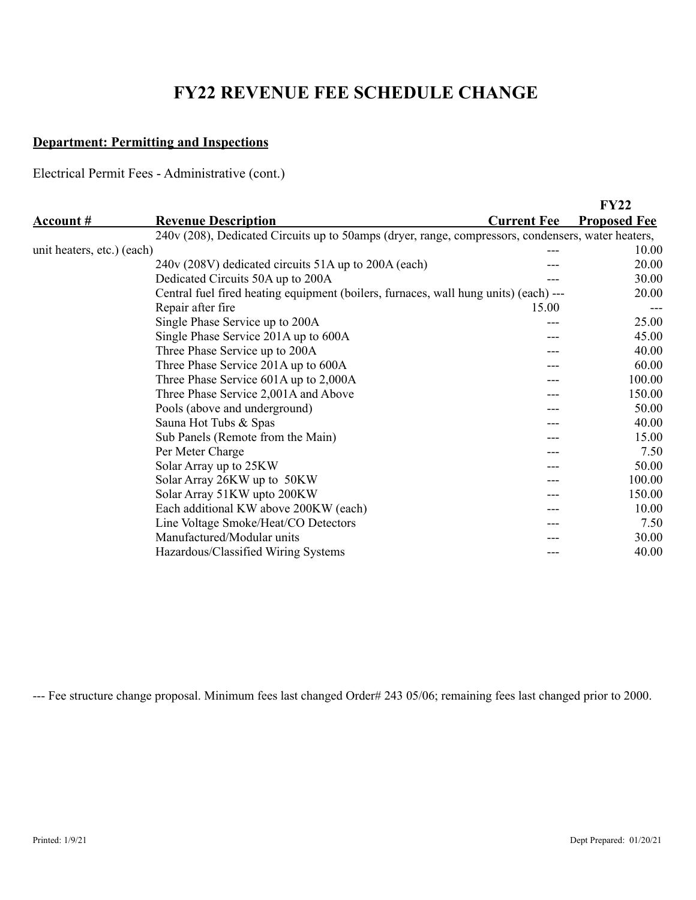# FY22 REVENUE FEE SCHEDULE CHANGE

**Department: Permitting and Inspections**

Electrical Permit Fees - Administrative (cont.)

| Account # | Revenue Description | Current Fee | FY22 Proposed Fee |
|---|---|---|---|
| | 240v (208), Dedicated Circuits up to 50amps (dryer, range, compressors, condensers, water heaters, unit heaters, etc.) (each) | --- | 10.00 |
| | 240v (208V) dedicated circuits 51A up to 200A (each) | --- | 20.00 |
| | Dedicated Circuits 50A up to 200A | --- | 30.00 |
| | Central fuel fired heating equipment (boilers, furnaces, wall hung units) (each) | --- | 20.00 |
| | Repair after fire | 15.00 | --- |
| | Single Phase Service up to 200A | --- | 25.00 |
| | Single Phase Service 201A up to 600A | --- | 45.00 |
| | Three Phase Service up to 200A | --- | 40.00 |
| | Three Phase Service 201A up to 600A | --- | 60.00 |
| | Three Phase Service 601A up to 2,000A | --- | 100.00 |
| | Three Phase Service 2,001A and Above | --- | 150.00 |
| | Pools (above and underground) | --- | 50.00 |
| | Sauna Hot Tubs & Spas | --- | 40.00 |
| | Sub Panels (Remote from the Main) | --- | 15.00 |
| | Per Meter Charge | --- | 7.50 |
| | Solar Array up to 25KW | --- | 50.00 |
| | Solar Array 26KW up to 50KW | --- | 100.00 |
| | Solar Array 51KW upto 200KW | --- | 150.00 |
| | Each additional KW above 200KW (each) | --- | 10.00 |
| | Line Voltage Smoke/Heat/CO Detectors | --- | 7.50 |
| | Manufactured/Modular units | --- | 30.00 |
| | Hazardous/Classified Wiring Systems | --- | 40.00 |

--- Fee structure change proposal. Minimum fees last changed Order# 243 05/06; remaining fees last changed prior to 2000.

Printed: 1/9/21 Dept Prepared: 01/20/21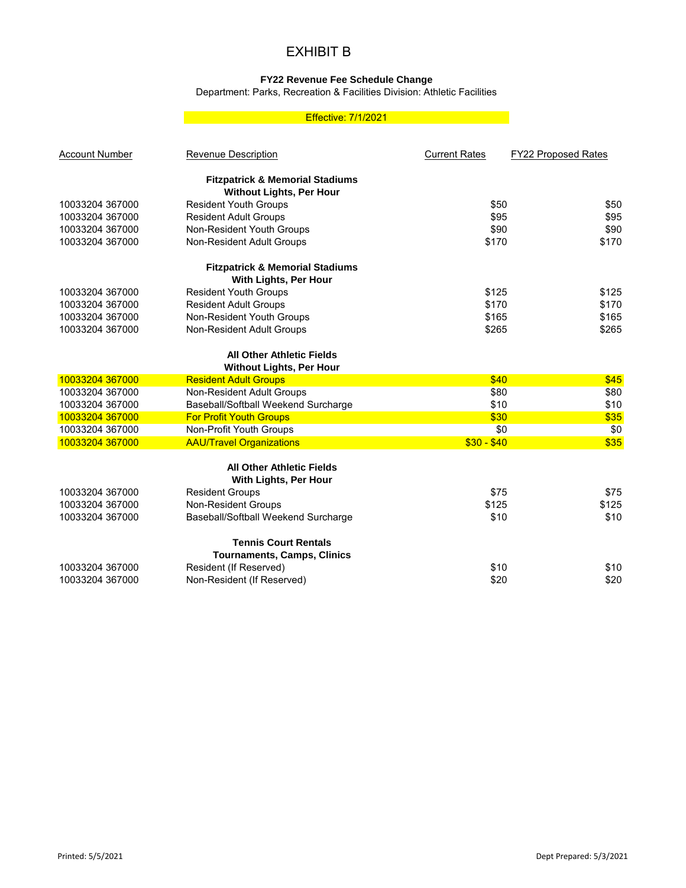# EXHIBIT B

**FY22 Revenue Fee Schedule Change**

Department: Parks, Recreation & Facilities Division: Athletic Facilities

Effective: 7/1/2021

| Account Number | Revenue Description | Current Rates | FY22 Proposed Rates |
|---|---|---|---|
| | **Fitzpatrick & Memorial Stadiums Without Lights, Per Hour** | | |
| 10033204 367000 | Resident Youth Groups | $50 | $50 |
| 10033204 367000 | Resident Adult Groups | $95 | $95 |
| 10033204 367000 | Non-Resident Youth Groups | $90 | $90 |
| 10033204 367000 | Non-Resident Adult Groups | $170 | $170 |
| | **Fitzpatrick & Memorial Stadiums With Lights, Per Hour** | | |
| 10033204 367000 | Resident Youth Groups | $125 | $125 |
| 10033204 367000 | Resident Adult Groups | $170 | $170 |
| 10033204 367000 | Non-Resident Youth Groups | $165 | $165 |
| 10033204 367000 | Non-Resident Adult Groups | $265 | $265 |
| | **All Other Athletic Fields Without Lights, Per Hour** | | |
| 10033204 367000 | Resident Adult Groups | $40 | $45 |
| 10033204 367000 | Non-Resident Adult Groups | $80 | $80 |
| 10033204 367000 | Baseball/Softball Weekend Surcharge | $10 | $10 |
| 10033204 367000 | For Profit Youth Groups | $30 | $35 |
| 10033204 367000 | Non-Profit Youth Groups | $0 | $0 |
| 10033204 367000 | AAU/Travel Organizations | $30 - $40 | $35 |
| | **All Other Athletic Fields With Lights, Per Hour** | | |
| 10033204 367000 | Resident Groups | $75 | $75 |
| 10033204 367000 | Non-Resident Groups | $125 | $125 |
| 10033204 367000 | Baseball/Softball Weekend Surcharge | $10 | $10 |
| | **Tennis Court Rentals Tournaments, Camps, Clinics** | | |
| 10033204 367000 | Resident (If Reserved) | $10 | $10 |
| 10033204 367000 | Non-Resident (If Reserved) | $20 | $20 |

Printed: 5/5/2021

Dept Prepared: 5/3/2021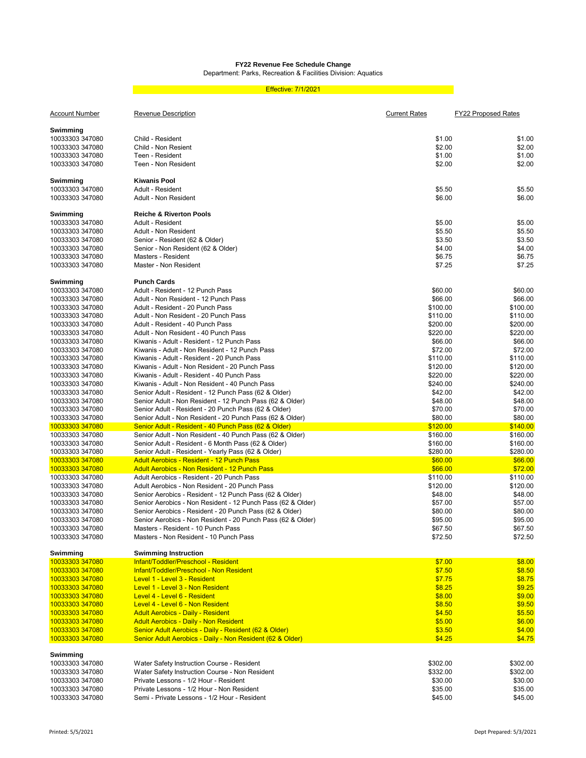**FY22 Revenue Fee Schedule Change**

Department: Parks, Recreation & Facilities Division: Aquatics

Effective: 7/1/2021

| Account Number | Revenue Description | Current Rates | FY22 Proposed Rates |
|---|---|---|---|
| **Swimming** | | | |
| 10033303 347080 | Child - Resident | $1.00 | $1.00 |
| 10033303 347080 | Child - Non Resient | $2.00 | $2.00 |
| 10033303 347080 | Teen - Resident | $1.00 | $1.00 |
| 10033303 347080 | Teen - Non Resident | $2.00 | $2.00 |
| **Swimming** | **Kiwanis Pool** | | |
| 10033303 347080 | Adult - Resident | $5.50 | $5.50 |
| 10033303 347080 | Adult - Non Resident | $6.00 | $6.00 |
| **Swimming** | **Reiche & Riverton Pools** | | |
| 10033303 347080 | Adult - Resident | $5.00 | $5.00 |
| 10033303 347080 | Adult - Non Resident | $5.50 | $5.50 |
| 10033303 347080 | Senior - Resident (62 & Older) | $3.50 | $3.50 |
| 10033303 347080 | Senior - Non Resident (62 & Older) | $4.00 | $4.00 |
| 10033303 347080 | Masters - Resident | $6.75 | $6.75 |
| 10033303 347080 | Master - Non Resident | $7.25 | $7.25 |
| **Swimming** | **Punch Cards** | | |
| 10033303 347080 | Adult - Resident - 12 Punch Pass | $60.00 | $60.00 |
| 10033303 347080 | Adult - Non Resident - 12 Punch Pass | $66.00 | $66.00 |
| 10033303 347080 | Adult - Resident - 20 Punch Pass | $100.00 | $100.00 |
| 10033303 347080 | Adult - Non Resident - 20 Punch Pass | $110.00 | $110.00 |
| 10033303 347080 | Adult - Resident - 40 Punch Pass | $200.00 | $200.00 |
| 10033303 347080 | Adult - Non Resident - 40 Punch Pass | $220.00 | $220.00 |
| 10033303 347080 | Kiwanis - Adult - Resident - 12 Punch Pass | $66.00 | $66.00 |
| 10033303 347080 | Kiwanis - Adult - Non Resident - 12 Punch Pass | $72.00 | $72.00 |
| 10033303 347080 | Kiwanis - Adult - Resident - 20 Punch Pass | $110.00 | $110.00 |
| 10033303 347080 | Kiwanis - Adult - Non Resident - 20 Punch Pass | $120.00 | $120.00 |
| 10033303 347080 | Kiwanis - Adult - Resident - 40 Punch Pass | $220.00 | $220.00 |
| 10033303 347080 | Kiwanis - Adult - Non Resident - 40 Punch Pass | $240.00 | $240.00 |
| 10033303 347080 | Senior Adult - Resident - 12 Punch Pass (62 & Older) | $42.00 | $42.00 |
| 10033303 347080 | Senior Adult - Non Resident - 12 Punch Pass (62 & Older) | $48.00 | $48.00 |
| 10033303 347080 | Senior Adult - Resident - 20 Punch Pass (62 & Older) | $70.00 | $70.00 |
| 10033303 347080 | Senior Adult - Non Resident - 20 Punch Pass (62 & Older) | $80.00 | $80.00 |
| 10033303 347080 | Senior Adult - Resident - 40 Punch Pass (62 & Older) | $120.00 | $140.00 |
| 10033303 347080 | Senior Adult - Non Resident - 40 Punch Pass (62 & Older) | $160.00 | $160.00 |
| 10033303 347080 | Senior Adult - Resident - 6 Month Pass (62 & Older) | $160.00 | $160.00 |
| 10033303 347080 | Senior Adult - Resident - Yearly Pass (62 & Older) | $280.00 | $280.00 |
| 10033303 347080 | Adult Aerobics - Resident - 12 Punch Pass | $60.00 | $66.00 |
| 10033303 347080 | Adult Aerobics - Non Resident - 12 Punch Pass | $66.00 | $72.00 |
| 10033303 347080 | Adult Aerobics - Resident - 20 Punch Pass | $110.00 | $110.00 |
| 10033303 347080 | Adult Aerobics - Non Resident - 20 Punch Pass | $120.00 | $120.00 |
| 10033303 347080 | Senior Aerobics - Resident - 12 Punch Pass (62 & Older) | $48.00 | $48.00 |
| 10033303 347080 | Senior Aerobics - Non Resident - 12 Punch Pass (62 & Older) | $57.00 | $57.00 |
| 10033303 347080 | Senior Aerobics - Resident - 20 Punch Pass (62 & Older) | $80.00 | $80.00 |
| 10033303 347080 | Senior Aerobics - Non Resident - 20 Punch Pass (62 & Older) | $95.00 | $95.00 |
| 10033303 347080 | Masters - Resident - 10 Punch Pass | $67.50 | $67.50 |
| 10033303 347080 | Masters - Non Resident - 10 Punch Pass | $72.50 | $72.50 |
| **Swimming** | **Swimming Instruction** | | |
| 10033303 347080 | Infant/Toddler/Preschool - Resident | $7.00 | $8.00 |
| 10033303 347080 | Infant/Toddler/Preschool - Non Resident | $7.50 | $8.50 |
| 10033303 347080 | Level 1 - Level 3 - Resident | $7.75 | $8.75 |
| 10033303 347080 | Level 1 - Level 3 - Non Resident | $8.25 | $9.25 |
| 10033303 347080 | Level 4 - Level 6 - Resident | $8.00 | $9.00 |
| 10033303 347080 | Level 4 - Level 6 - Non Resident | $8.50 | $9.50 |
| 10033303 347080 | Adult Aerobics - Daily - Resident | $4.50 | $5.50 |
| 10033303 347080 | Adult Aerobics - Daily - Non Resident | $5.00 | $6.00 |
| 10033303 347080 | Senior Adult Aerobics - Daily - Resident (62 & Older) | $3.50 | $4.00 |
| 10033303 347080 | Senior Adult Aerobics - Daily - Non Resident (62 & Older) | $4.25 | $4.75 |
| **Swimming** | | | |
| 10033303 347080 | Water Safety Instruction Course - Resident | $302.00 | $302.00 |
| 10033303 347080 | Water Safety Instruction Course - Non Resident | $332.00 | $302.00 |
| 10033303 347080 | Private Lessons - 1/2 Hour - Resident | $30.00 | $30.00 |
| 10033303 347080 | Private Lessons - 1/2 Hour - Non Resident | $35.00 | $35.00 |
| 10033303 347080 | Semi - Private Lessons - 1/2 Hour - Resident | $45.00 | $45.00 |

Printed: 5/5/2021 Dept Prepared: 5/3/2021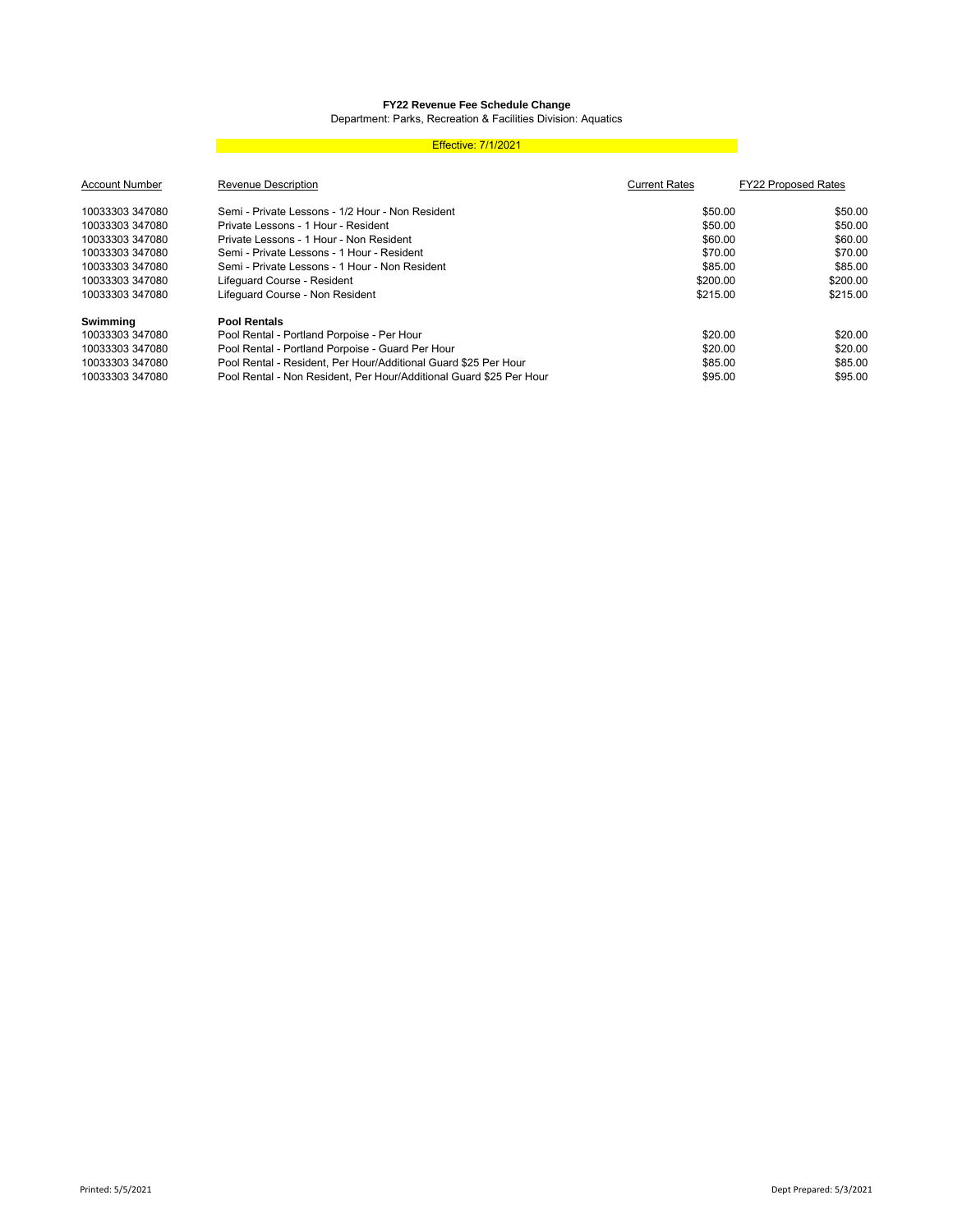**FY22 Revenue Fee Schedule Change**

Department: Parks, Recreation & Facilities Division: Aquatics

Effective: 7/1/2021

| Account Number | Revenue Description | Current Rates | FY22 Proposed Rates |
|---|---|---|---|
| 10033303 347080 | Semi - Private Lessons - 1/2 Hour - Non Resident | $50.00 | $50.00 |
| 10033303 347080 | Private Lessons - 1 Hour - Resident | $50.00 | $50.00 |
| 10033303 347080 | Private Lessons - 1 Hour - Non Resident | $60.00 | $60.00 |
| 10033303 347080 | Semi - Private Lessons - 1 Hour - Resident | $70.00 | $70.00 |
| 10033303 347080 | Semi - Private Lessons - 1 Hour - Non Resident | $85.00 | $85.00 |
| 10033303 347080 | Lifeguard Course - Resident | $200.00 | $200.00 |
| 10033303 347080 | Lifeguard Course - Non Resident | $215.00 | $215.00 |
| **Swimming** | **Pool Rentals** | | |
| 10033303 347080 | Pool Rental - Portland Porpoise - Per Hour | $20.00 | $20.00 |
| 10033303 347080 | Pool Rental - Portland Porpoise - Guard Per Hour | $20.00 | $20.00 |
| 10033303 347080 | Pool Rental - Resident, Per Hour/Additional Guard $25 Per Hour | $85.00 | $85.00 |
| 10033303 347080 | Pool Rental - Non Resident, Per Hour/Additional Guard $25 Per Hour | $95.00 | $95.00 |

Printed: 5/5/2021

Dept Prepared: 5/3/2021